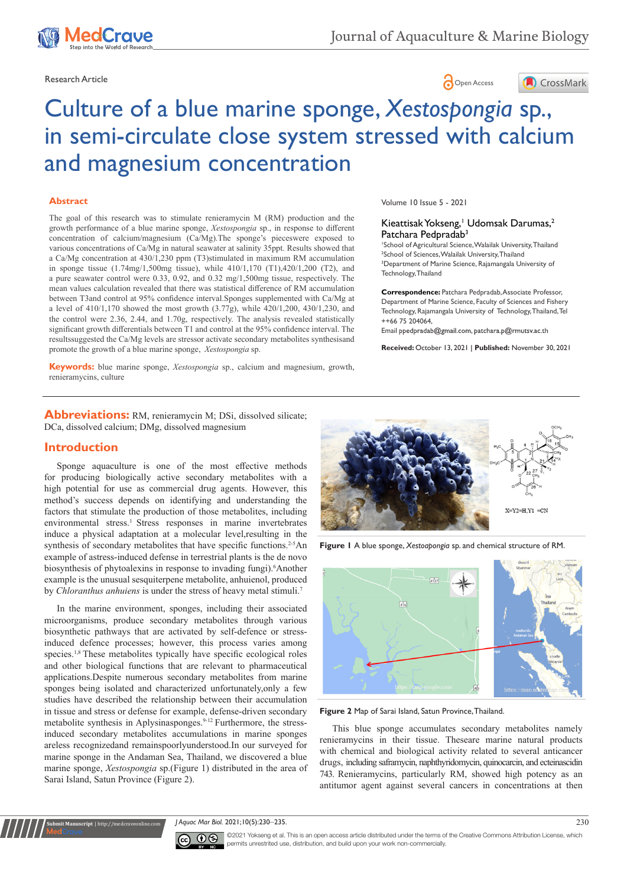Research Article

Open Access

# Culture of a blue marine sponge, *Xestospongia* sp., in semi-circulate close system stressed with calcium and magnesium concentration

Volume 10 Issue 5 - 2021

Kieattisak Yokseng,[1] Udomsak Darumas,[2] Patchara Pedpradab[3]

[1]School of Agricultural Science, Walailak University, Thailand
[2]School of Sciences, Walailak University, Thailand
[3]Department of Marine Science, Rajamangala University of Technology, Thailand

**Correspondence:** Patchara Pedpradab, Associate Professor, Department of Marine Science, Faculty of Sciences and Fishery Technology, Rajamangala University of Technology, Thailand, Tel ++66 75 204064,
Email ppedpradab@gmail.com, patchara.p@rmutsv.ac.th

**Received:** October 13, 2021 | **Published:** November 30, 2021

## Abstract

The goal of this research was to stimulate renieramycin M (RM) production and the growth performance of a blue marine sponge, *Xestospongia* sp., in response to different concentration of calcium/magnesium (Ca/Mg).The sponge's pieceswere exposed to various concentrations of Ca/Mg in natural seawater at salinity 35ppt. Results showed that a Ca/Mg concentration at 430/1,230 ppm (T3)stimulated in maximum RM accumulation in sponge tissue (1.74mg/1,500mg tissue), while 410/1,170 (T1),420/1,200 (T2), and a pure seawater control were 0.33, 0.92, and 0.32 mg/1,500mg tissue, respectively. The mean values calculation revealed that there was statistical difference of RM accumulation between T3and control at 95% confidence interval.Sponges supplemented with Ca/Mg at a level of 410/1,170 showed the most growth (3.77g), while 420/1,200, 430/1,230, and the control were 2.36, 2.44, and 1.70g, respectively. The analysis revealed statistically significant growth differentials between T1 and control at the 95% confidence interval. The resultssuggested the Ca/Mg levels are stressor activate secondary metabolites synthesisand promote the growth of a blue marine sponge, *Xestospongia* sp.

**Keywords:** blue marine sponge, *Xestospongia* sp., calcium and magnesium, growth, renieramycins, culture

**Abbreviations:** RM, renieramycin M; DSi, dissolved silicate; DCa, dissolved calcium; DMg, dissolved magnesium

## Introduction

Sponge aquaculture is one of the most effective methods for producing biologically active secondary metabolites with a high potential for use as commercial drug agents. However, this method's success depends on identifying and understanding the factors that stimulate the production of those metabolites, including environmental stress.[1] Stress responses in marine invertebrates induce a physical adaptation at a molecular level,resulting in the synthesis of secondary metabolites that have specific functions.[2-5]An example of astress-induced defense in terrestrial plants is the de novo biosynthesis of phytoalexins in response to invading fungi).[6]Another example is the unusual sesquiterpene metabolite, anhuienol, produced by *Chloranthus anhuiens* is under the stress of heavy metal stimuli.[7]

In the marine environment, sponges, including their associated microorganisms, produce secondary metabolites through various biosynthetic pathways that are activated by self-defense or stress-induced defence processes; however, this process varies among species.[1,8] These metabolites typically have specific ecological roles and other biological functions that are relevant to pharmaceutical applications.Despite numerous secondary metabolites from marine sponges being isolated and characterized unfortunately,only a few studies have described the relationship between their accumulation in tissue and stress or defense for example, defense-driven secondary metabolite synthesis in Aplysinasponges.[9-12] Furthermore, the stress-induced secondary metabolites accumulations in marine sponges areless recognizedand remainspoorlyunderstood.In our surveyed for marine sponge in the Andaman Sea, Thailand, we discovered a blue marine sponge, *Xestospongia* sp.(Figure 1) distributed in the area of Sarai Island, Satun Province (Figure 2).

**Figure 1** A blue sponge, *Xestoapongia* sp. and chemical structure of RM.

**Figure 2** Map of Sarai Island, Satun Province, Thailand.

This blue sponge accumulates secondary metabolites namely renieramycins in their tissue. Theseare marine natural products with chemical and biological activity related to several anticancer drugs, including saframycin, naphthyridomycin, quinocarcin, and ecteinascidin 743. Renieramycins, particularly RM, showed high potency as an antitumor agent against several cancers in concentrations at then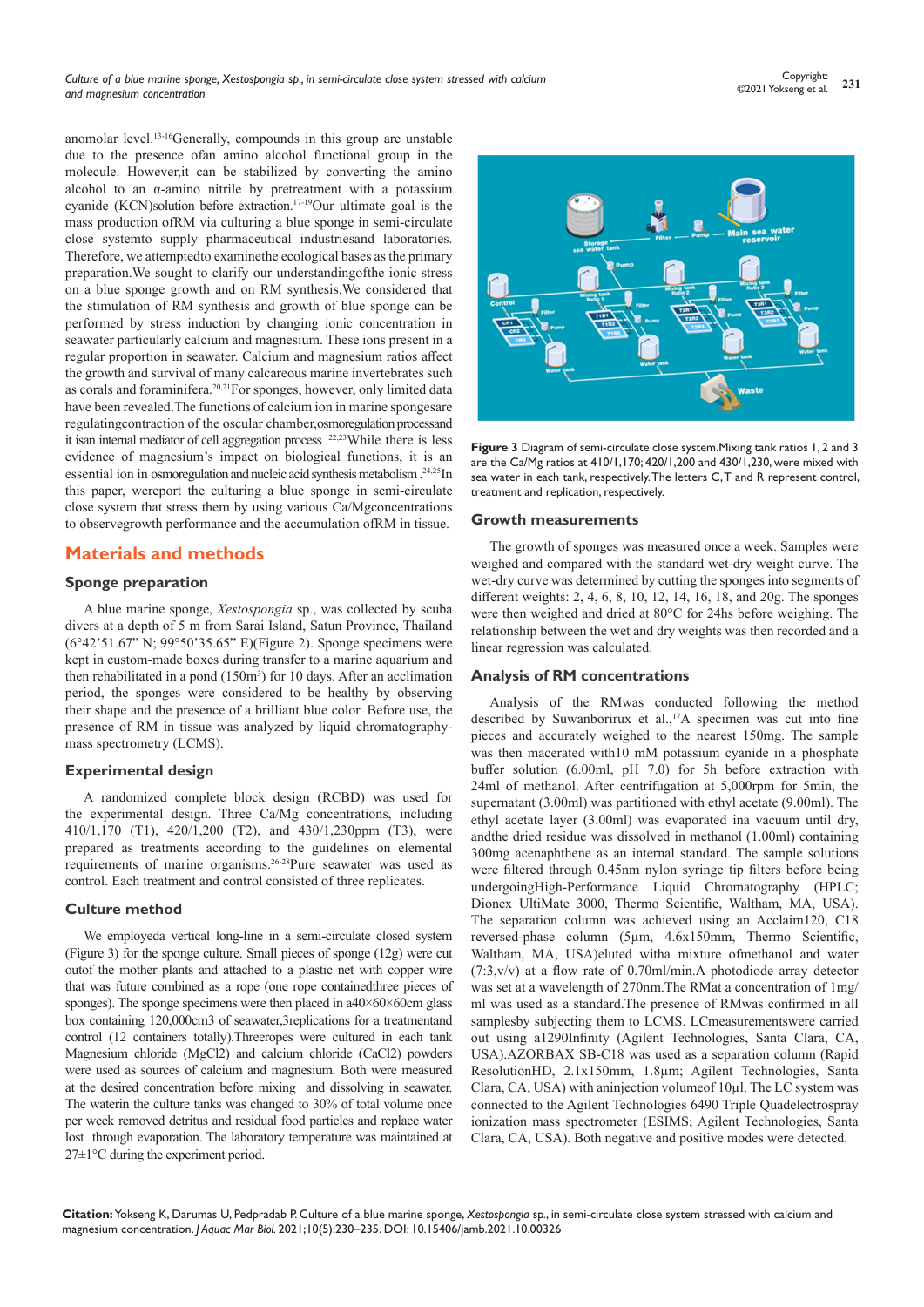anomolar level.[13-16] Generally, compounds in this group are unstable due to the presence ofan amino alcohol functional group in the molecule. However,it can be stabilized by converting the amino alcohol to an α-amino nitrile by pretreatment with a potassium cyanide (KCN)solution before extraction.[17-19] Our ultimate goal is the mass production ofRM via culturing a blue sponge in semi-circulate close systemto supply pharmaceutical industriesand laboratories. Therefore, we attemptedto examinethe ecological bases as the primary preparation.We sought to clarify our understandingofthe ionic stress on a blue sponge growth and on RM synthesis.We considered that the stimulation of RM synthesis and growth of blue sponge can be performed by stress induction by changing ionic concentration in seawater particularly calcium and magnesium. These ions present in a regular proportion in seawater. Calcium and magnesium ratios affect the growth and survival of many calcareous marine invertebrates such as corals and foraminifera.[20,21] For sponges, however, only limited data have been revealed.The functions of calcium ion in marine spongesare regulatingcontraction of the oscular chamber,osmoregulation processand it isan internal mediator of cell aggregation process .[22,23] While there is less evidence of magnesium's impact on biological functions, it is an essential ion in osmoregulation and nucleic acid synthesis metabolism .[24,25] In this paper, wereport the culturing a blue sponge in semi-circulate close system that stress them by using various Ca/Mgconcentrations to observegrowth performance and the accumulation ofRM in tissue.

## Materials and methods

### Sponge preparation

A blue marine sponge, *Xestospongia* sp., was collected by scuba divers at a depth of 5 m from Sarai Island, Satun Province, Thailand (6°42'51.67" N; 99°50'35.65" E)(Figure 2). Sponge specimens were kept in custom-made boxes during transfer to a marine aquarium and then rehabilitated in a pond (150m$^3$) for 10 days. After an acclimation period, the sponges were considered to be healthy by observing their shape and the presence of a brilliant blue color. Before use, the presence of RM in tissue was analyzed by liquid chromatography-mass spectrometry (LCMS).

### Experimental design

A randomized complete block design (RCBD) was used for the experimental design. Three Ca/Mg concentrations, including 410/1,170 (T1), 420/1,200 (T2), and 430/1,230ppm (T3), were prepared as treatments according to the guidelines on elemental requirements of marine organisms.[26-28] Pure seawater was used as control. Each treatment and control consisted of three replicates.

### Culture method

We employeda vertical long-line in a semi-circulate closed system (Figure 3) for the sponge culture. Small pieces of sponge (12g) were cut outof the mother plants and attached to a plastic net with copper wire that was future combined as a rope (one rope containedthree pieces of sponges). The sponge specimens were then placed in a40×60×60cm glass box containing 120,000cm3 of seawater,3replications for a treatmentand control (12 containers totally).Threeropes were cultured in each tank Magnesium chloride (MgCl2) and calcium chloride (CaCl2) powders were used as sources of calcium and magnesium. Both were measured at the desired concentration before mixing and dissolving in seawater. The waterin the culture tanks was changed to 30% of total volume once per week removed detritus and residual food particles and replace water lost through evaporation. The laboratory temperature was maintained at 27±1°C during the experiment period.

**Figure 3** Diagram of semi-circulate close system.Mixing tank ratios 1, 2 and 3 are the Ca/Mg ratios at 410/1,170; 420/1,200 and 430/1,230, were mixed with sea water in each tank, respectively. The letters C, T and R represent control, treatment and replication, respectively.

### Growth measurements

The growth of sponges was measured once a week. Samples were weighed and compared with the standard wet-dry weight curve. The wet-dry curve was determined by cutting the sponges into segments of different weights: 2, 4, 6, 8, 10, 12, 14, 16, 18, and 20g. The sponges were then weighed and dried at 80°C for 24hs before weighing. The relationship between the wet and dry weights was then recorded and a linear regression was calculated.

### Analysis of RM concentrations

Analysis of the RMwas conducted following the method described by Suwanborirux et al.,[17] A specimen was cut into fine pieces and accurately weighed to the nearest 150mg. The sample was then macerated with10 mM potassium cyanide in a phosphate buffer solution (6.00ml, pH 7.0) for 5h before extraction with 24ml of methanol. After centrifugation at 5,000rpm for 5min, the supernatant (3.00ml) was partitioned with ethyl acetate (9.00ml). The ethyl acetate layer (3.00ml) was evaporated ina vacuum until dry, andthe dried residue was dissolved in methanol (1.00ml) containing 300mg acenaphthene as an internal standard. The sample solutions were filtered through 0.45nm nylon syringe tip filters before being undergoingHigh-Performance Liquid Chromatography (HPLC; Dionex UltiMate 3000, Thermo Scientific, Waltham, MA, USA). The separation column was achieved using an Acclaim120, C18 reversed-phase column (5µm, 4.6x150mm, Thermo Scientific, Waltham, MA, USA)eluted witha mixture ofmethanol and water (7:3,v/v) at a flow rate of 0.70ml/min.A photodiode array detector was set at a wavelength of 270nm.The RMat a concentration of 1mg/ml was used as a standard.The presence of RMwas confirmed in all samplesby subjecting them to LCMS. LCmeasurementswere carried out using a1290Infinity (Agilent Technologies, Santa Clara, CA, USA).AZORBAX SB-C18 was used as a separation column (Rapid ResolutionHD, 2.1x150mm, 1.8µm; Agilent Technologies, Santa Clara, CA, USA) with aninjection volumeof 10µl. The LC system was connected to the Agilent Technologies 6490 Triple Quadelectrospray ionization mass spectrometer (ESIMS; Agilent Technologies, Santa Clara, CA, USA). Both negative and positive modes were detected.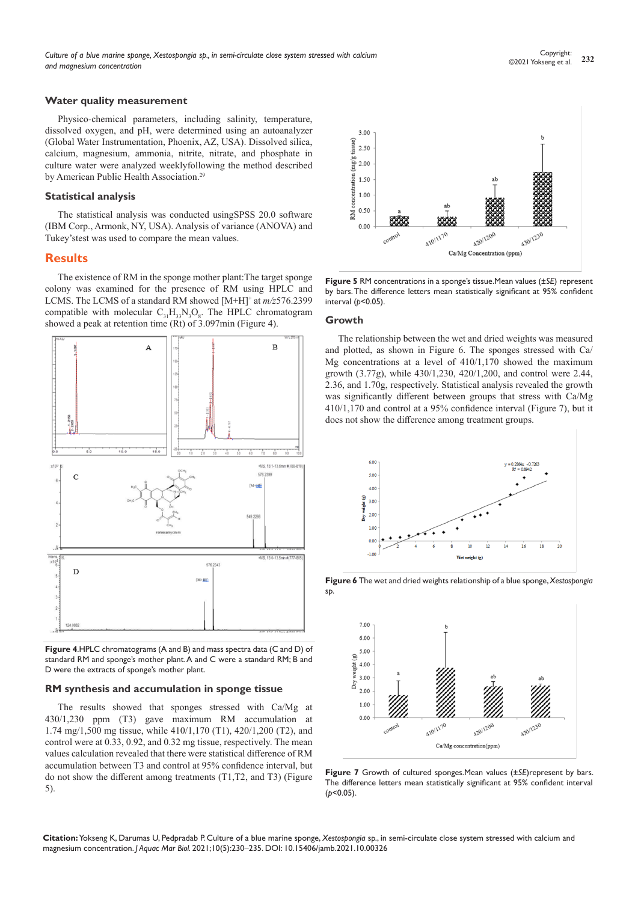## Water quality measurement

Physico-chemical parameters, including salinity, temperature, dissolved oxygen, and pH, were determined using an autoanalyzer (Global Water Instrumentation, Phoenix, AZ, USA). Dissolved silica, calcium, magnesium, ammonia, nitrite, nitrate, and phosphate in culture water were analyzed weeklyfollowing the method described by American Public Health Association.[29]

## Statistical analysis

The statistical analysis was conducted usingSPSS 20.0 software (IBM Corp., Armonk, NY, USA). Analysis of variance (ANOVA) and Tukey'stest was used to compare the mean values.

# Results

The existence of RM in the sponge mother plant:The target sponge colony was examined for the presence of RM using HPLC and LCMS. The LCMS of a standard RM showed $[M+H]^+$ at *m/z*576.2399 compatible with molecular $C_{31}H_{33}N_3O_8$. The HPLC chromatogram showed a peak at retention time (Rt) of 3.097min (Figure 4).

**Figure 4**.HPLC chromatograms (A and B) and mass spectra data (C and D) of standard RM and sponge's mother plant.A and C were a standard RM; B and D were the extracts of sponge's mother plant.

## RM synthesis and accumulation in sponge tissue

The results showed that sponges stressed with Ca/Mg at 430/1,230 ppm (T3) gave maximum RM accumulation at 1.74 mg/1,500 mg tissue, while 410/1,170 (T1), 420/1,200 (T2), and control were at 0.33, 0.92, and 0.32 mg tissue, respectively. The mean values calculation revealed that there were statistical difference of RM accumulation between T3 and control at 95% confidence interval, but do not show the different among treatments (T1,T2, and T3) (Figure 5).

**Figure 5** RM concentrations in a sponge's tissue.Mean values (±*SE*) represent by bars. The difference letters mean statistically significant at 95% confident interval ($p<0.05$).

## Growth

The relationship between the wet and dried weights was measured and plotted, as shown in Figure 6. The sponges stressed with Ca/Mg concentrations at a level of 410/1,170 showed the maximum growth (3.77g), while 430/1,230, 420/1,200, and control were 2.44, 2.36, and 1.70g, respectively. Statistical analysis revealed the growth was significantly different between groups that stress with Ca/Mg 410/1,170 and control at a 95% confidence interval (Figure 7), but it does not show the difference among treatment groups.

**Figure 6** The wet and dried weights relationship of a blue sponge, *Xestospongia* sp.

**Figure 7** Growth of cultured sponges.Mean values (±*SE*)represent by bars. The difference letters mean statistically significant at 95% confident interval ($p<0.05$).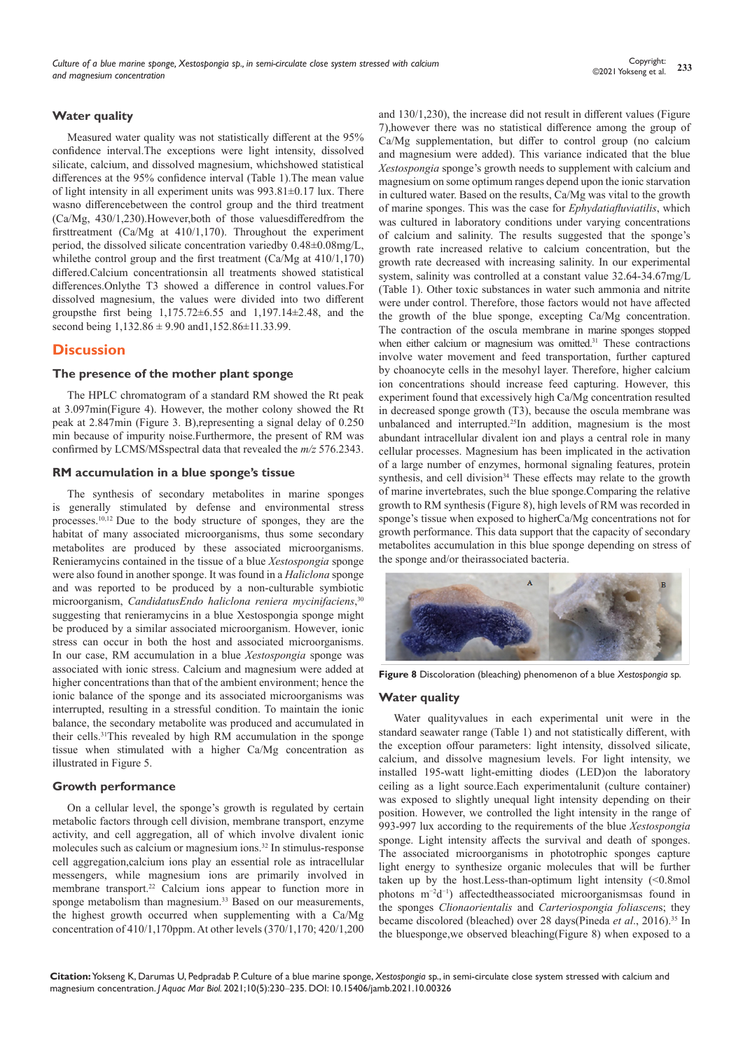### Water quality

Measured water quality was not statistically different at the 95% confidence interval.The exceptions were light intensity, dissolved silicate, calcium, and dissolved magnesium, whichshowed statistical differences at the 95% confidence interval (Table 1).The mean value of light intensity in all experiment units was 993.81±0.17 lux. There wasno differencebetween the control group and the third treatment (Ca/Mg, 430/1,230).However,both of those valuesdifferedfrom the firsttreatment (Ca/Mg at 410/1,170). Throughout the experiment period, the dissolved silicate concentration variedby 0.48±0.08mg/L, whilethe control group and the first treatment (Ca/Mg at 410/1,170) differed.Calcium concentrationsin all treatments showed statistical differences.Onlythe T3 showed a difference in control values.For dissolved magnesium, the values were divided into two different groupsthe first being 1,175.72±6.55 and 1,197.14±2.48, and the second being 1,132.86 ± 9.90 and1,152.86±11.33.99.

## Discussion

### The presence of the mother plant sponge

The HPLC chromatogram of a standard RM showed the Rt peak at 3.097min(Figure 4). However, the mother colony showed the Rt peak at 2.847min (Figure 3. B),representing a signal delay of 0.250 min because of impurity noise.Furthermore, the present of RM was confirmed by LCMS/MSspectral data that revealed the *m/z* 576.2343.

### RM accumulation in a blue sponge's tissue

The synthesis of secondary metabolites in marine sponges is generally stimulated by defense and environmental stress processes.[10,12] Due to the body structure of sponges, they are the habitat of many associated microorganisms, thus some secondary metabolites are produced by these associated microorganisms. Renieramycins contained in the tissue of a blue *Xestospongia* sponge were also found in another sponge. It was found in a *Haliclona* sponge and was reported to be produced by a non-culturable symbiotic microorganism, *CandidatusEndo haliclona reniera mycinifaciens*,[30] suggesting that renieramycins in a blue Xestospongia sponge might be produced by a similar associated microorganism. However, ionic stress can occur in both the host and associated microorganisms. In our case, RM accumulation in a blue *Xestospongia* sponge was associated with ionic stress. Calcium and magnesium were added at higher concentrations than that of the ambient environment; hence the ionic balance of the sponge and its associated microorganisms was interrupted, resulting in a stressful condition. To maintain the ionic balance, the secondary metabolite was produced and accumulated in their cells.[31]This revealed by high RM accumulation in the sponge tissue when stimulated with a higher Ca/Mg concentration as illustrated in Figure 5.

### Growth performance

On a cellular level, the sponge's growth is regulated by certain metabolic factors through cell division, membrane transport, enzyme activity, and cell aggregation, all of which involve divalent ionic molecules such as calcium or magnesium ions.[32] In stimulus-response cell aggregation,calcium ions play an essential role as intracellular messengers, while magnesium ions are primarily involved in membrane transport.[22] Calcium ions appear to function more in sponge metabolism than magnesium.[33] Based on our measurements, the highest growth occurred when supplementing with a Ca/Mg concentration of 410/1,170ppm. At other levels (370/1,170; 420/1,200 and 130/1,230), the increase did not result in different values (Figure 7),however there was no statistical difference among the group of Ca/Mg supplementation, but differ to control group (no calcium and magnesium were added). This variance indicated that the blue *Xestospongia* sponge's growth needs to supplement with calcium and magnesium on some optimum ranges depend upon the ionic starvation in cultured water. Based on the results, Ca/Mg was vital to the growth of marine sponges. This was the case for *Ephydatiafluviatilis*, which was cultured in laboratory conditions under varying concentrations of calcium and salinity. The results suggested that the sponge's growth rate increased relative to calcium concentration, but the growth rate decreased with increasing salinity. In our experimental system, salinity was controlled at a constant value 32.64-34.67mg/L (Table 1). Other toxic substances in water such ammonia and nitrite were under control. Therefore, those factors would not have affected the growth of the blue sponge, excepting Ca/Mg concentration. The contraction of the oscula membrane in marine sponges stopped when either calcium or magnesium was omitted.[31] These contractions involve water movement and feed transportation, further captured by choanocyte cells in the mesohyl layer. Therefore, higher calcium ion concentrations should increase feed capturing. However, this experiment found that excessively high Ca/Mg concentration resulted in decreased sponge growth (T3), because the oscula membrane was unbalanced and interrupted.[25]In addition, magnesium is the most abundant intracellular divalent ion and plays a central role in many cellular processes. Magnesium has been implicated in the activation of a large number of enzymes, hormonal signaling features, protein synthesis, and cell division[34] These effects may relate to the growth of marine invertebrates, such the blue sponge.Comparing the relative growth to RM synthesis (Figure 8), high levels of RM was recorded in sponge's tissue when exposed to higherCa/Mg concentrations not for growth performance. This data support that the capacity of secondary metabolites accumulation in this blue sponge depending on stress of the sponge and/or theirassociated bacteria.

**Figure 8** Discoloration (bleaching) phenomenon of a blue *Xestospongia* sp.

### Water quality

Water qualityvalues in each experimental unit were in the standard seawater range (Table 1) and not statistically different, with the exception offour parameters: light intensity, dissolved silicate, calcium, and dissolve magnesium levels. For light intensity, we installed 195-watt light-emitting diodes (LED)on the laboratory ceiling as a light source.Each experimentalunit (culture container) was exposed to slightly unequal light intensity depending on their position. However, we controlled the light intensity in the range of 993-997 lux according to the requirements of the blue *Xestospongia* sponge. Light intensity affects the survival and death of sponges. The associated microorganisms in phototrophic sponges capture light energy to synthesize organic molecules that will be further taken up by the host.Less-than-optimum light intensity (<0.8mol photons $m^{-2}d^{-1}$) affectedtheassociated microorganismsas found in the sponges *Clionaorientalis* and *Carteriospongia foliascens*; they became discolored (bleached) over 28 days(Pineda *et al*., 2016).[35] In the bluesponge,we observed bleaching(Figure 8) when exposed to a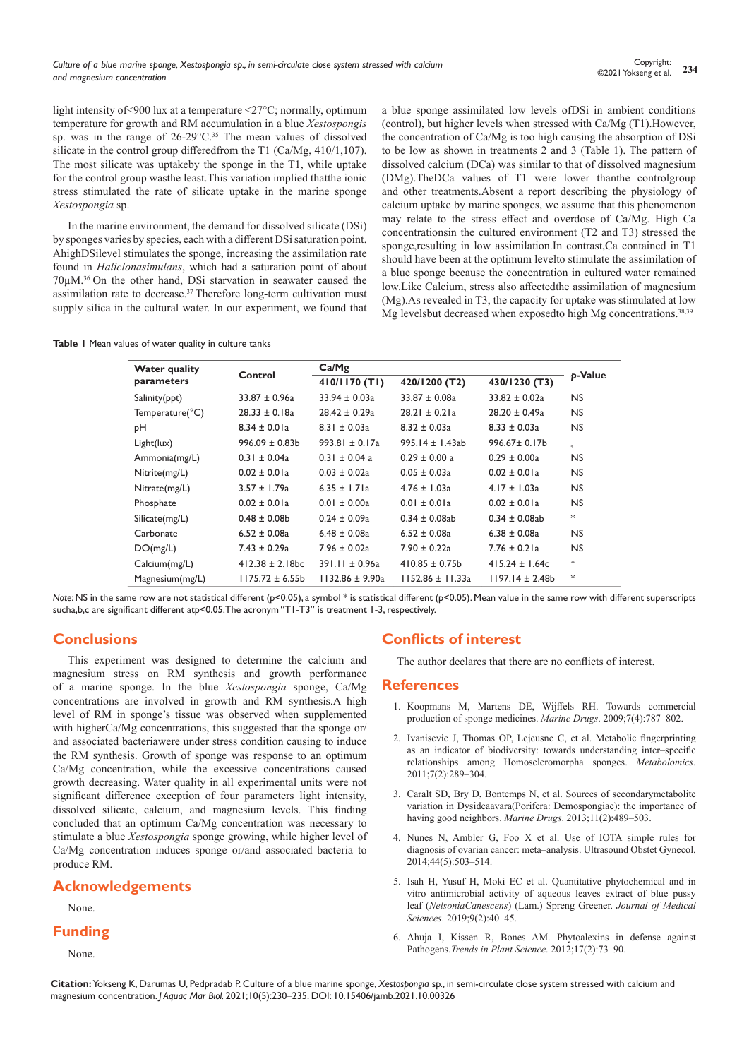light intensity of<900 lux at a temperature <27°C; normally, optimum temperature for growth and RM accumulation in a blue *Xestospongis* sp. was in the range of 26-29°C.[35] The mean values of dissolved silicate in the control group differedfrom the T1 (Ca/Mg, 410/1,107). The most silicate was uptakeby the sponge in the T1, while uptake for the control group wasthe least.This variation implied thatthe ionic stress stimulated the rate of silicate uptake in the marine sponge *Xestospongia* sp.

In the marine environment, the demand for dissolved silicate (DSi) by sponges varies by species, each with a different DSi saturation point. AhighDSilevel stimulates the sponge, increasing the assimilation rate found in *Haliclonasimulans*, which had a saturation point of about 70μM.[36] On the other hand, DSi starvation in seawater caused the assimilation rate to decrease.[37] Therefore long-term cultivation must supply silica in the cultural water. In our experiment, we found that a blue sponge assimilated low levels ofDSi in ambient conditions (control), but higher levels when stressed with Ca/Mg (T1).However, the concentration of Ca/Mg is too high causing the absorption of DSi to be low as shown in treatments 2 and 3 (Table 1). The pattern of dissolved calcium (DCa) was similar to that of dissolved magnesium (DMg).TheDCa values of T1 were lower thanthe controlgroup and other treatments.Absent a report describing the physiology of calcium uptake by marine sponges, we assume that this phenomenon may relate to the stress effect and overdose of Ca/Mg. High Ca concentrationsin the cultured environment (T2 and T3) stressed the sponge,resulting in low assimilation.In contrast,Ca contained in T1 should have been at the optimum levelto stimulate the assimilation of a blue sponge because the concentration in cultured water remained low.Like Calcium, stress also affectedthe assimilation of magnesium (Mg).As revealed in T3, the capacity for uptake was stimulated at low Mg levelsbut decreased when exposedto high Mg concentrations.[38,39]

**Table 1** Mean values of water quality in culture tanks

| Water quality parameters | Control | Ca/Mg | | | p-Value |
|---|---|---|---|---|---|
| | | 410/1170 (T1) | 420/1200 (T2) | 430/1230 (T3) | |
| Salinity(ppt) | 33.87 ± 0.96a | 33.94 ± 0.03a | 33.87 ± 0.08a | 33.82 ± 0.02a | NS |
| Temperature(°C) | 28.33 ± 0.18a | 28.42 ± 0.29a | 28.21 ± 0.21a | 28.20 ± 0.49a | NS |
| pH | 8.34 ± 0.01a | 8.31 ± 0.03a | 8.32 ± 0.03a | 8.33 ± 0.03a | NS |
| Light(lux) | 996.09 ± 0.83b | 993.81 ± 0.17a | 995.14 ± 1.43ab | 996.67± 0.17b | * |
| Ammonia(mg/L) | 0.31 ± 0.04a | 0.31 ± 0.04 a | 0.29 ± 0.00 a | 0.29 ± 0.00a | NS |
| Nitrite(mg/L) | 0.02 ± 0.01a | 0.03 ± 0.02a | 0.05 ± 0.03a | 0.02 ± 0.01a | NS |
| Nitrate(mg/L) | 3.57 ± 1.79a | 6.35 ± 1.71a | 4.76 ± 1.03a | 4.17 ± 1.03a | NS |
| Phosphate | 0.02 ± 0.01a | 0.01 ± 0.00a | 0.01 ± 0.01a | 0.02 ± 0.01a | NS |
| Silicate(mg/L) | 0.48 ± 0.08b | 0.24 ± 0.09a | 0.34 ± 0.08ab | 0.34 ± 0.08ab | * |
| Carbonate | 6.52 ± 0.08a | 6.48 ± 0.08a | 6.52 ± 0.08a | 6.38 ± 0.08a | NS |
| DO(mg/L) | 7.43 ± 0.29a | 7.96 ± 0.02a | 7.90 ± 0.22a | 7.76 ± 0.21a | NS |
| Calcium(mg/L) | 412.38 ± 2.18bc | 391.11 ± 0.96a | 410.85 ± 0.75b | 415.24 ± 1.64c | * |
| Magnesium(mg/L) | 1175.72 ± 6.55b | 1132.86 ± 9.90a | 1152.86 ± 11.33a | 1197.14 ± 2.48b | * |

*Note*: NS in the same row are not statistical different (p<0.05), a symbol * is statistical different (p<0.05). Mean value in the same row with different superscripts sucha,b,c are significant different atp<0.05.The acronym "T1-T3" is treatment 1-3, respectively.

## Conclusions

This experiment was designed to determine the calcium and magnesium stress on RM synthesis and growth performance of a marine sponge. In the blue *Xestospongia* sponge, Ca/Mg concentrations are involved in growth and RM synthesis.A high level of RM in sponge's tissue was observed when supplemented with higherCa/Mg concentrations, this suggested that the sponge or/and associated bacteriawere under stress condition causing to induce the RM synthesis. Growth of sponge was response to an optimum Ca/Mg concentration, while the excessive concentrations caused growth decreasing. Water quality in all experimental units were not significant difference exception of four parameters light intensity, dissolved silicate, calcium, and magnesium levels. This finding concluded that an optimum Ca/Mg concentration was necessary to stimulate a blue *Xestospongia* sponge growing, while higher level of Ca/Mg concentration induces sponge or/and associated bacteria to produce RM.

## Acknowledgements

None.

## Funding

None.

## Conflicts of interest

The author declares that there are no conflicts of interest.

## References

1. Koopmans M, Martens DE, Wijffels RH. Towards commercial production of sponge medicines. *Marine Drugs*. 2009;7(4):787–802.
2. Ivanisevic J, Thomas OP, Lejeusne C, et al. Metabolic fingerprinting as an indicator of biodiversity: towards understanding inter–specific relationships among Homoscleromorpha sponges. *Metabolomics*. 2011;7(2):289–304.
3. Caralt SD, Bry D, Bontemps N, et al. Sources of secondarymetabolite variation in Dysideaavara(Porifera: Demospongiae): the importance of having good neighbors. *Marine Drugs*. 2013;11(2):489–503.
4. Nunes N, Ambler G, Foo X et al. Use of IOTA simple rules for diagnosis of ovarian cancer: meta–analysis. Ultrasound Obstet Gynecol. 2014;44(5):503–514.
5. Isah H, Yusuf H, Moki EC et al. Quantitative phytochemical and in vitro antimicrobial activity of aqueous leaves extract of blue pussy leaf (*NelsoniaCanescens*) (Lam.) Spreng Greener. *Journal of Medical Sciences*. 2019;9(2):40–45.
6. Ahuja I, Kissen R, Bones AM. Phytoalexins in defense against Pathogens.*Trends in Plant Science*. 2012;17(2):73–90.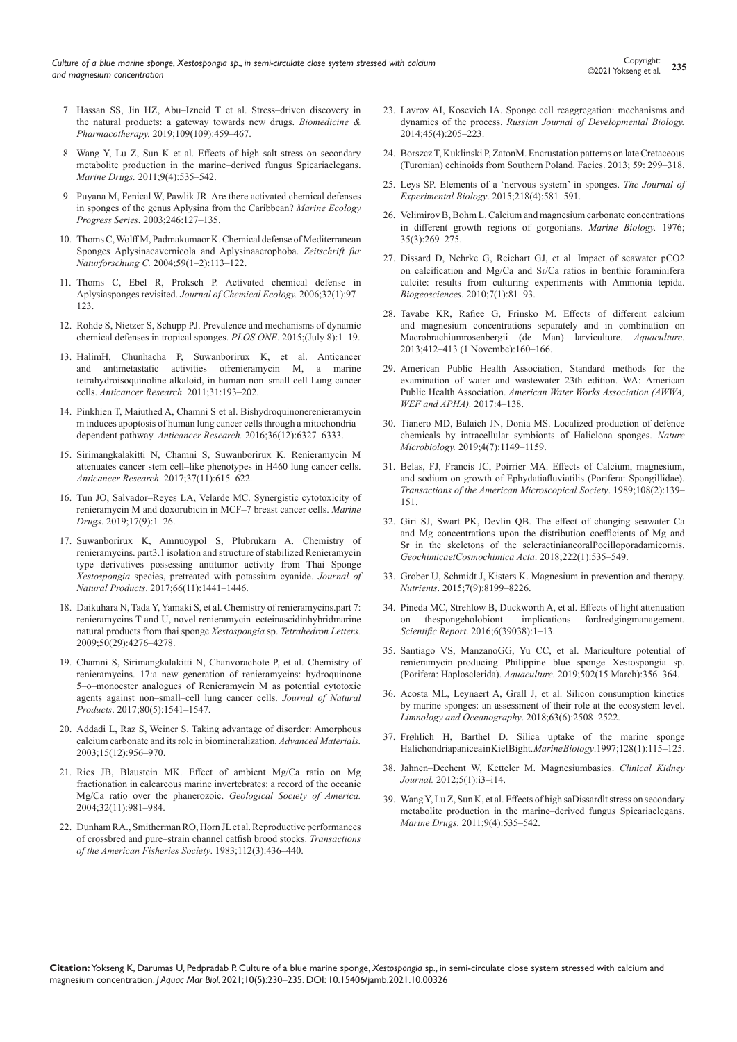7. Hassan SS, Jin HZ, Abu–Izneid T et al. Stress–driven discovery in the natural products: a gateway towards new drugs. *Biomedicine & Pharmacotherapy.* 2019;109(109):459–467.

8. Wang Y, Lu Z, Sun K et al. Effects of high salt stress on secondary metabolite production in the marine–derived fungus Spicariaelegans. *Marine Drugs.* 2011;9(4):535–542.

9. Puyana M, Fenical W, Pawlik JR. Are there activated chemical defenses in sponges of the genus Aplysina from the Caribbean? *Marine Ecology Progress Series.* 2003;246:127–135.

10. Thoms C, Wolff M, Padmakumaor K. Chemical defense of Mediterranean Sponges Aplysinacavernicola and Aplysinaaerophoba. *Zeitschrift fur Naturforschung C.* 2004;59(1–2):113–122.

11. Thoms C, Ebel R, Proksch P. Activated chemical defense in Aplysiasponges revisited. *Journal of Chemical Ecology.* 2006;32(1):97–123.

12. Rohde S, Nietzer S, Schupp PJ. Prevalence and mechanisms of dynamic chemical defenses in tropical sponges. *PLOS ONE*. 2015;(July 8):1–19.

13. HalimH, Chunhacha P, Suwanborirux K, et al. Anticancer and antimetastatic activities ofrenieramycin M, a marine tetrahydroisoquinoline alkaloid, in human non–small cell Lung cancer cells. *Anticancer Research.* 2011;31:193–202.

14. Pinkhien T, Maiuthed A, Chamni S et al. Bishydroquinonerenieramycin m induces apoptosis of human lung cancer cells through a mitochondria–dependent pathway. *Anticancer Research.* 2016;36(12):6327–6333.

15. Sirimangkalakitti N, Chamni S, Suwanborirux K. Renieramycin M attenuates cancer stem cell–like phenotypes in H460 lung cancer cells. *Anticancer Research.* 2017;37(11):615–622.

16. Tun JO, Salvador–Reyes LA, Velarde MC. Synergistic cytotoxicity of renieramycin M and doxorubicin in MCF–7 breast cancer cells. *Marine Drugs*. 2019;17(9):1–26.

17. Suwanborirux K, Amnuoypol S, Plubrukarn A. Chemistry of renieramycins. part3.1 isolation and structure of stabilized Renieramycin type derivatives possessing antitumor activity from Thai Sponge *Xestospongia* species, pretreated with potassium cyanide. *Journal of Natural Products*. 2017;66(11):1441–1446.

18. Daikuhara N, Tada Y, Yamaki S, et al. Chemistry of renieramycins.part 7: renieramycins T and U, novel renieramycin–ecteinascidinhybridmarine natural products from thai sponge *Xestospongia* sp. *Tetrahedron Letters.* 2009;50(29):4276–4278.

19. Chamni S, Sirimangkalakitti N, Chanvorachote P, et al. Chemistry of renieramycins. 17:a new generation of renieramycins: hydroquinone 5–o–monoester analogues of Renieramycin M as potential cytotoxic agents against non–small–cell lung cancer cells. *Journal of Natural Products*. 2017;80(5):1541–1547.

20. Addadi L, Raz S, Weiner S. Taking advantage of disorder: Amorphous calcium carbonate and its role in biomineralization. *Advanced Materials.* 2003;15(12):956–970.

21. Ries JB, Blaustein MK. Effect of ambient Mg/Ca ratio on Mg fractionation in calcareous marine invertebrates: a record of the oceanic Mg/Ca ratio over the phanerozoic. *Geological Society of America.* 2004;32(11):981–984.

22. Dunham RA., Smitherman RO, Horn JL et al. Reproductive performances of crossbred and pure–strain channel catfish brood stocks. *Transactions of the American Fisheries Society*. 1983;112(3):436–440.

23. Lavrov AI, Kosevich IA. Sponge cell reaggregation: mechanisms and dynamics of the process. *Russian Journal of Developmental Biology.* 2014;45(4):205–223.

24. Borszcz T, Kuklinski P, ZatonM. Encrustation patterns on late Cretaceous (Turonian) echinoids from Southern Poland. Facies. 2013; 59: 299–318.

25. Leys SP. Elements of a 'nervous system' in sponges. *The Journal of Experimental Biology*. 2015;218(4):581–591.

26. Velimirov B, Bohm L. Calcium and magnesium carbonate concentrations in different growth regions of gorgonians. *Marine Biology.* 1976; 35(3):269–275.

27. Dissard D, Nehrke G, Reichart GJ, et al. Impact of seawater pCO2 on calcification and Mg/Ca and Sr/Ca ratios in benthic foraminifera calcite: results from culturing experiments with Ammonia tepida. *Biogeosciences.* 2010;7(1):81–93.

28. Tavabe KR, Rafiee G, Frinsko M. Effects of different calcium and magnesium concentrations separately and in combination on Macrobrachiumrosenbergii (de Man) larviculture. *Aquaculture*. 2013;412–413 (1 Novembe):160–166.

29. American Public Health Association, Standard methods for the examination of water and wastewater 23th edition. WA: American Public Health Association. *American Water Works Association (AWWA, WEF and APHA).* 2017:4–138.

30. Tianero MD, Balaich JN, Donia MS. Localized production of defence chemicals by intracellular symbionts of Haliclona sponges. *Nature Microbiology.* 2019;4(7):1149–1159.

31. Belas, FJ, Francis JC, Poirrier MA. Effects of Calcium, magnesium, and sodium on growth of Ephydatiafluviatilis (Porifera: Spongillidae). *Transactions of the American Microscopical Society*. 1989;108(2):139–151.

32. Giri SJ, Swart PK, Devlin QB. The effect of changing seawater Ca and Mg concentrations upon the distribution coefficients of Mg and Sr in the skeletons of the scleractiniancoralPocilloporadamicornis. *GeochimicaetCosmochimica Acta*. 2018;222(1):535–549.

33. Grober U, Schmidt J, Kisters K. Magnesium in prevention and therapy. *Nutrients*. 2015;7(9):8199–8226.

34. Pineda MC, Strehlow B, Duckworth A, et al. Effects of light attenuation on thespongeholobiont– implications fordredgingmanagement. *Scientific Report*. 2016;6(39038):1–13.

35. Santiago VS, ManzanoGG, Yu CC, et al. Mariculture potential of renieramycin–producing Philippine blue sponge Xestospongia sp. (Porifera: Haplosclerida). *Aquaculture.* 2019;502(15 March):356–364.

36. Acosta ML, Leynaert A, Grall J, et al. Silicon consumption kinetics by marine sponges: an assessment of their role at the ecosystem level. *Limnology and Oceanography*. 2018;63(6):2508–2522.

37. Frøhlich H, Barthel D. Silica uptake of the marine sponge HalichondriapaniceainKielBight.*MarineBiology*.1997;128(1):115–125.

38. Jahnen–Dechent W, Ketteler M. Magnesiumbasics. *Clinical Kidney Journal.* 2012;5(1):i3–i14.

39. Wang Y, Lu Z, Sun K, et al. Effects of high saDissardlt stress on secondary metabolite production in the marine–derived fungus Spicariaelegans. *Marine Drugs.* 2011;9(4):535–542.

**Citation:** Yokseng K, Darumas U, Pedpradab P. Culture of a blue marine sponge, *Xestospongia* sp., in semi-circulate close system stressed with calcium and magnesium concentration. *J Aquac Mar Biol.* 2021;10(5):230‒235. DOI: 10.15406/jamb.2021.10.00326